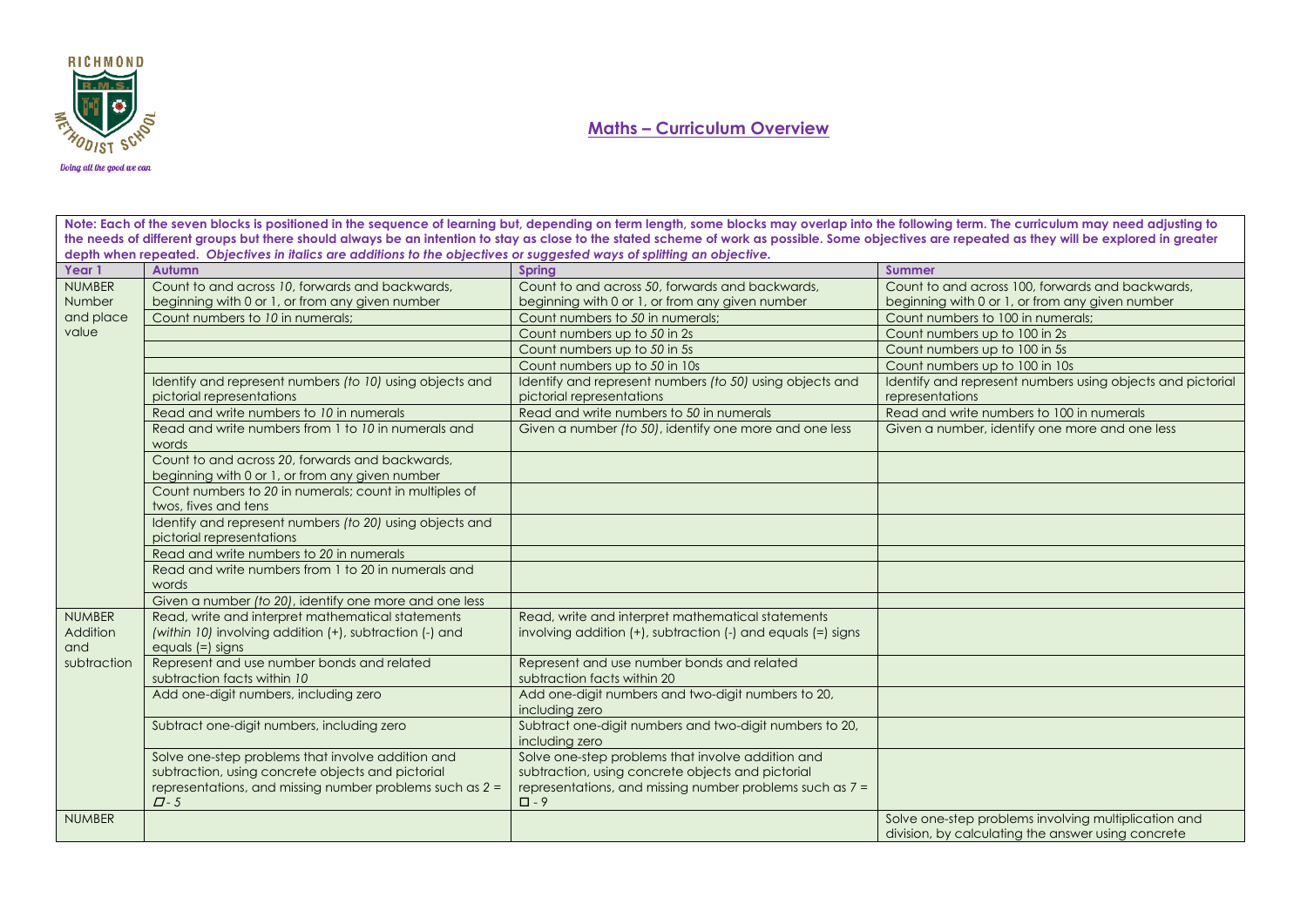## Maths – Curriculum Overview

**Note: Each of the seven blocks is positioned in the sequence of learning but, depending on term length, some blocks may overlap into the following term. The curriculum may need adjusting to the needs of different groups but there should always be an intention to stay as close to the stated scheme of work as possible. Some objectives are repeated as they will be explored in greater depth when repeated.** ***Objectives in italics are additions to the objectives or suggested ways of splitting an objective.***

| Year 1 | Autumn | Spring | Summer |
|---|---|---|---|
| NUMBER Number and place value | Count to and across *10*, forwards and backwards, beginning with 0 or 1, or from any given number | Count to and across *50*, forwards and backwards, beginning with 0 or 1, or from any given number | Count to and across 100, forwards and backwards, beginning with 0 or 1, or from any given number |
| | Count numbers to *10* in numerals; | Count numbers to *50* in numerals; | Count numbers to 100 in numerals; |
| | | Count numbers up to *50* in 2s | Count numbers up to 100 in 2s |
| | | Count numbers up to *50* in 5s | Count numbers up to 100 in 5s |
| | | Count numbers up to *50* in 10s | Count numbers up to 100 in 10s |
| | Identify and represent numbers *(to 10)* using objects and pictorial representations | Identify and represent numbers *(to 50)* using objects and pictorial representations | Identify and represent numbers using objects and pictorial representations |
| | Read and write numbers to *10* in numerals | Read and write numbers to *50* in numerals | Read and write numbers to 100 in numerals |
| | Read and write numbers from 1 to *10* in numerals and words | Given a number *(to 50)*, identify one more and one less | Given a number, identify one more and one less |
| | Count to and across *20*, forwards and backwards, beginning with 0 or 1, or from any given number | | |
| | Count numbers to *20* in numerals; count in multiples of twos, fives and tens | | |
| | Identify and represent numbers *(to 20)* using objects and pictorial representations | | |
| | Read and write numbers to *20* in numerals | | |
| | Read and write numbers from 1 to 20 in numerals and words | | |
| | Given a number *(to 20)*, identify one more and one less | | |
| NUMBER Addition and subtraction | Read, write and interpret mathematical statements *(within 10)* involving addition (+), subtraction (-) and equals (=) signs | Read, write and interpret mathematical statements involving addition (+), subtraction (-) and equals (=) signs | |
| | Represent and use number bonds and related subtraction facts within *10* | Represent and use number bonds and related subtraction facts within 20 | |
| | Add one-digit numbers, including zero | Add one-digit numbers and two-digit numbers to 20, including zero | |
| | Subtract one-digit numbers, including zero | Subtract one-digit numbers and two-digit numbers to 20, including zero | |
| | Solve one-step problems that involve addition and subtraction, using concrete objects and pictorial representations, and missing number problems such as 2 = *□ - 5* | Solve one-step problems that involve addition and subtraction, using concrete objects and pictorial representations, and missing number problems such as 7 = □ - 9 | |
| NUMBER | | | Solve one-step problems involving multiplication and division, by calculating the answer using concrete |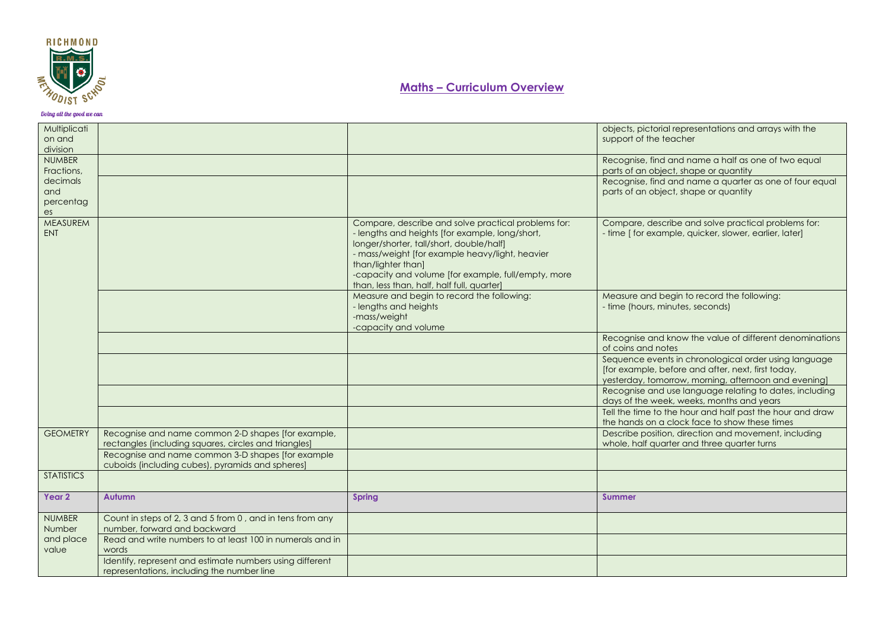## Maths – Curriculum Overview

| Multiplication and division | | | objects, pictorial representations and arrays with the support of the teacher |
|---|---|---|---|
| NUMBER Fractions, decimals and percentages | | | Recognise, find and name a half as one of two equal parts of an object, shape or quantity |
| | | | Recognise, find and name a quarter as one of four equal parts of an object, shape or quantity |
| MEASUREMENT | | Compare, describe and solve practical problems for:<br>- lengths and heights [for example, long/short, longer/shorter, tall/short, double/half]<br>- mass/weight [for example heavy/light, heavier than/lighter than]<br>-capacity and volume [for example, full/empty, more than, less than, half, half full, quarter] | Compare, describe and solve practical problems for:<br>- time [ for example, quicker, slower, earlier, later] |
| | | Measure and begin to record the following:<br>- lengths and heights<br>-mass/weight<br>-capacity and volume | Measure and begin to record the following:<br>- time (hours, minutes, seconds) |
| | | | Recognise and know the value of different denominations of coins and notes |
| | | | Sequence events in chronological order using language [for example, before and after, next, first today, yesterday, tomorrow, morning, afternoon and evening] |
| | | | Recognise and use language relating to dates, including days of the week, weeks, months and years |
| | | | Tell the time to the hour and half past the hour and draw the hands on a clock face to show these times |
| GEOMETRY | Recognise and name common 2-D shapes [for example, rectangles (including squares, circles and triangles] | | Describe position, direction and movement, including whole, half quarter and three quarter turns |
| | Recognise and name common 3-D shapes [for example cuboids (including cubes), pyramids and spheres] | | |
| STATISTICS | | | |
| **Year 2** | **Autumn** | **Spring** | **Summer** |
| NUMBER Number and place value | Count in steps of 2, 3 and 5 from 0 , and in tens from any number, forward and backward | | |
| | Read and write numbers to at least 100 in numerals and in words | | |
| | Identify, represent and estimate numbers using different representations, including the number line | | |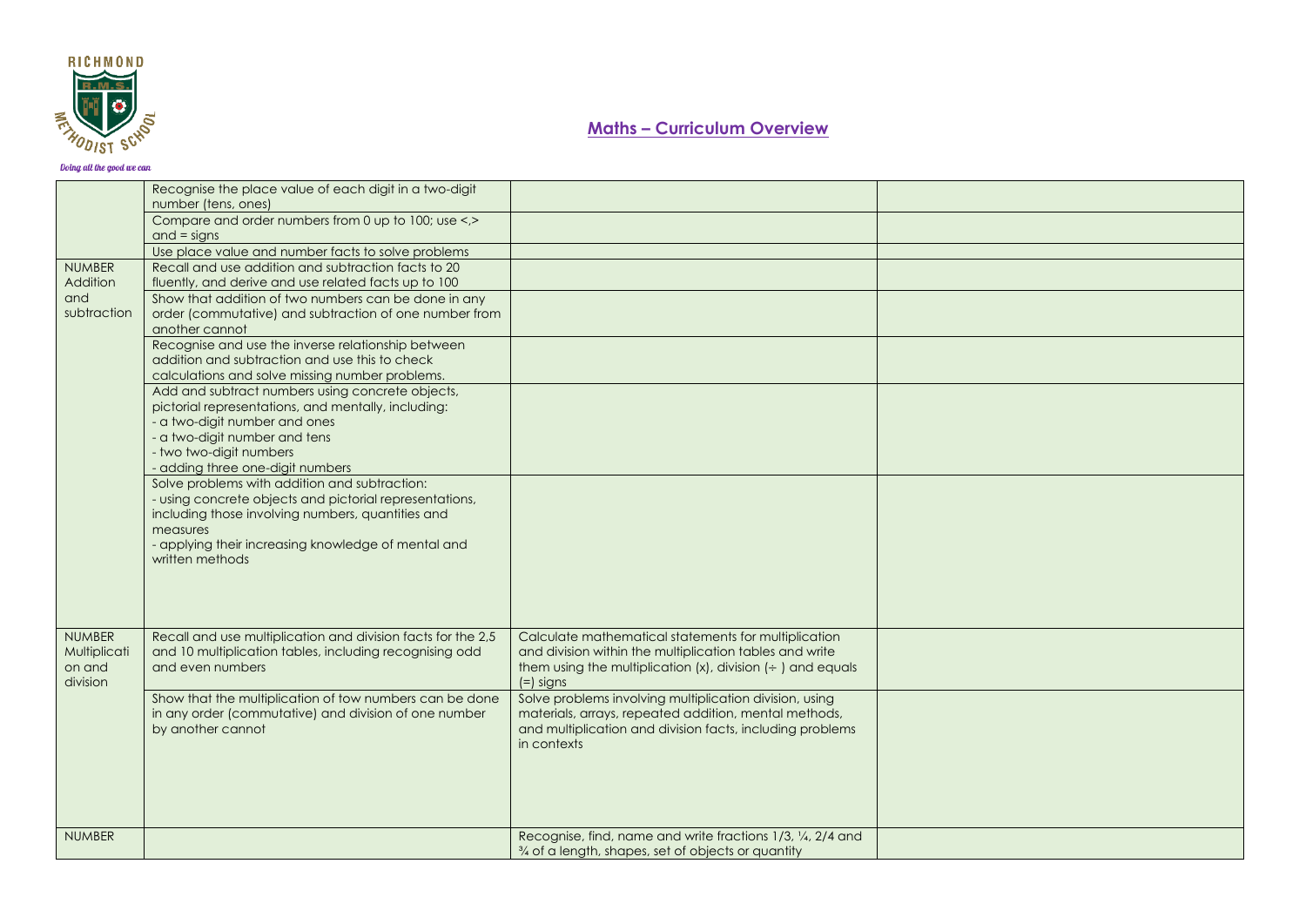## Maths – Curriculum Overview

| | | | |
|---|---|---|---|
| | Recognise the place value of each digit in a two-digit number (tens, ones) | | |
| | Compare and order numbers from 0 up to 100; use <,> and = signs | | |
| | Use place value and number facts to solve problems | | |
| NUMBER Addition and subtraction | Recall and use addition and subtraction facts to 20 fluently, and derive and use related facts up to 100 | | |
| | Show that addition of two numbers can be done in any order (commutative) and subtraction of one number from another cannot | | |
| | Recognise and use the inverse relationship between addition and subtraction and use this to check calculations and solve missing number problems. | | |
| | Add and subtract numbers using concrete objects, pictorial representations, and mentally, including:<br>- a two-digit number and ones<br>- a two-digit number and tens<br>- two two-digit numbers<br>- adding three one-digit numbers | | |
| | Solve problems with addition and subtraction:<br>- using concrete objects and pictorial representations, including those involving numbers, quantities and measures<br>- applying their increasing knowledge of mental and written methods | | |
| NUMBER Multiplication and division | Recall and use multiplication and division facts for the 2,5 and 10 multiplication tables, including recognising odd and even numbers | Calculate mathematical statements for multiplication and division within the multiplication tables and write them using the multiplication (x), division (÷ ) and equals (=) signs | |
| | Show that the multiplication of tow numbers can be done in any order (commutative) and division of one number by another cannot | Solve problems involving multiplication division, using materials, arrays, repeated addition, mental methods, and multiplication and division facts, including problems in contexts | |
| NUMBER | | Recognise, find, name and write fractions 1/3, ¼, 2/4 and ¾ of a length, shapes, set of objects or quantity | |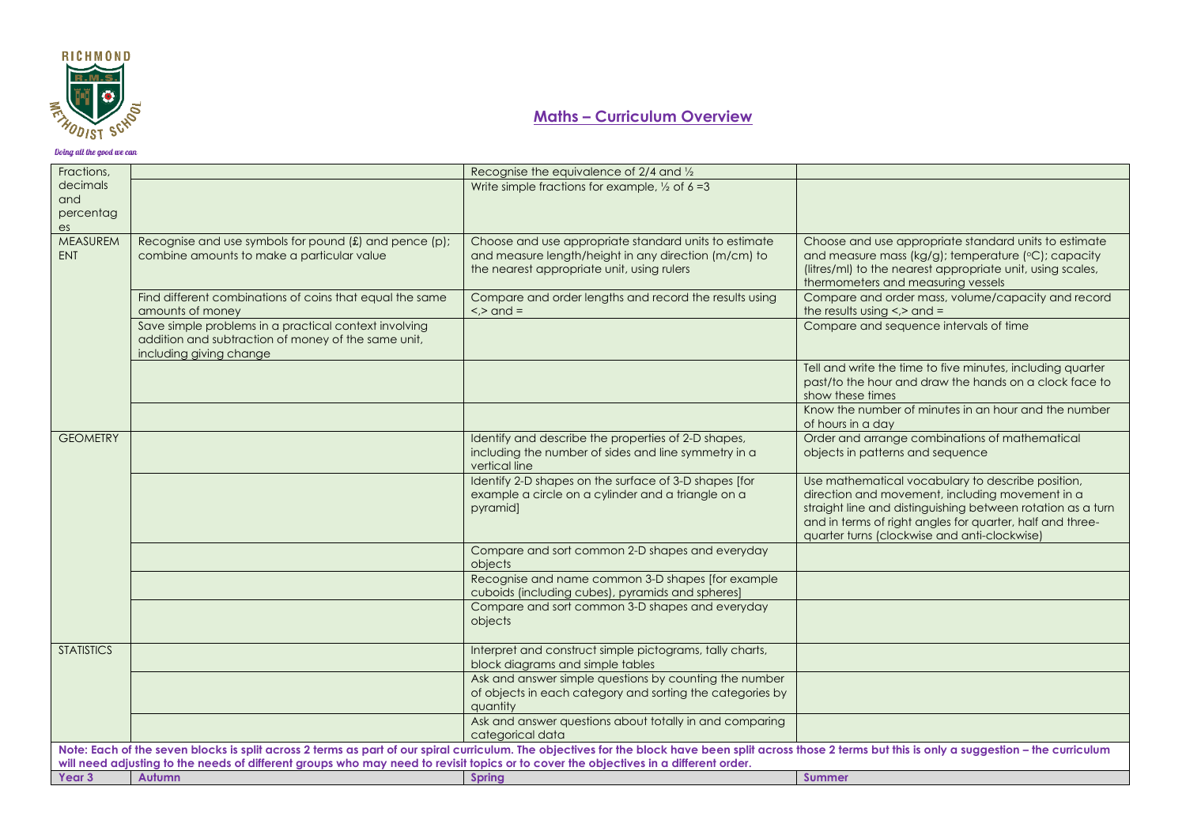## Maths – Curriculum Overview

| | | | |
|---|---|---|---|
| Fractions, decimals and percentages | | Recognise the equivalence of 2/4 and ½ | |
| | | Write simple fractions for example, ½ of 6 =3 | |
| MEASUREMENT | Recognise and use symbols for pound (£) and pence (p); combine amounts to make a particular value | Choose and use appropriate standard units to estimate and measure length/height in any direction (m/cm) to the nearest appropriate unit, using rulers | Choose and use appropriate standard units to estimate and measure mass (kg/g); temperature (°C); capacity (litres/ml) to the nearest appropriate unit, using scales, thermometers and measuring vessels |
| | Find different combinations of coins that equal the same amounts of money | Compare and order lengths and record the results using <,> and = | Compare and order mass, volume/capacity and record the results using <,> and = |
| | Save simple problems in a practical context involving addition and subtraction of money of the same unit, including giving change | | Compare and sequence intervals of time |
| | | | Tell and write the time to five minutes, including quarter past/to the hour and draw the hands on a clock face to show these times |
| | | | Know the number of minutes in an hour and the number of hours in a day |
| GEOMETRY | | Identify and describe the properties of 2-D shapes, including the number of sides and line symmetry in a vertical line | Order and arrange combinations of mathematical objects in patterns and sequence |
| | | Identify 2-D shapes on the surface of 3-D shapes [for example a circle on a cylinder and a triangle on a pyramid] | Use mathematical vocabulary to describe position, direction and movement, including movement in a straight line and distinguishing between rotation as a turn and in terms of right angles for quarter, half and three-quarter turns (clockwise and anti-clockwise) |
| | | Compare and sort common 2-D shapes and everyday objects | |
| | | Recognise and name common 3-D shapes [for example cuboids (including cubes), pyramids and spheres] | |
| | | Compare and sort common 3-D shapes and everyday objects | |
| STATISTICS | | Interpret and construct simple pictograms, tally charts, block diagrams and simple tables | |
| | | Ask and answer simple questions by counting the number of objects in each category and sorting the categories by quantity | |
| | | Ask and answer questions about totally in and comparing categorical data | |

**Note: Each of the seven blocks is split across 2 terms as part of our spiral curriculum. The objectives for the block have been split across those 2 terms but this is only a suggestion – the curriculum will need adjusting to the needs of different groups who may need to revisit topics or to cover the objectives in a different order.**

| Year 3 | Autumn | Spring | Summer |
|---|---|---|---|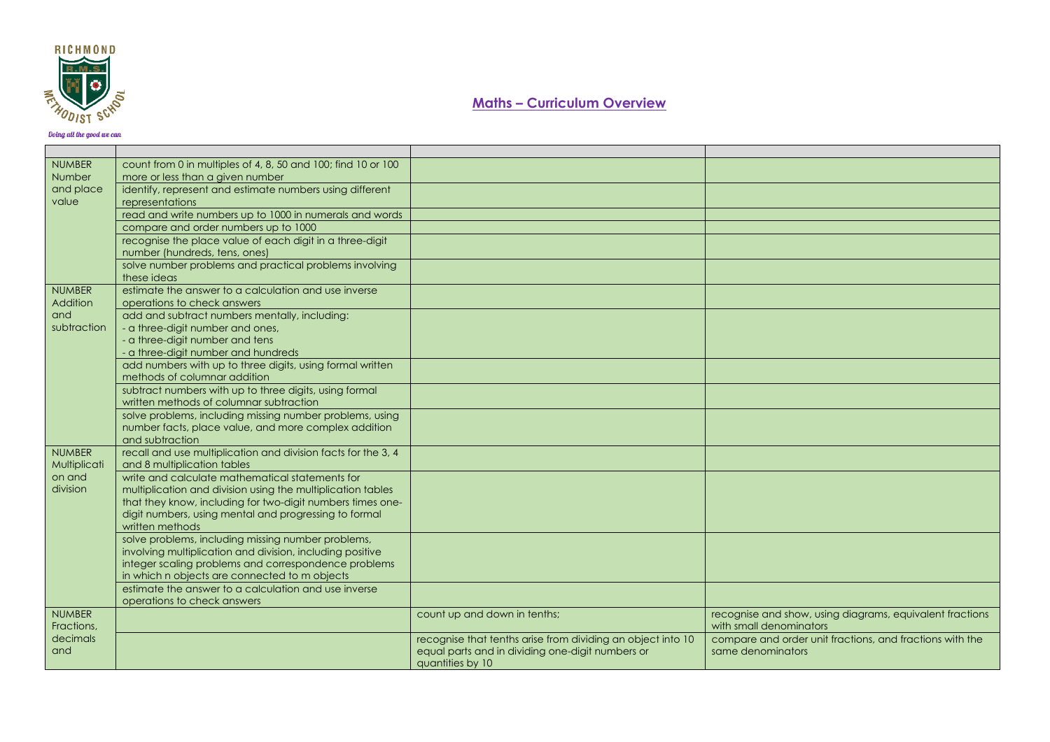# Maths – Curriculum Overview

| | | | |
|---|---|---|---|
| NUMBER Number and place value | count from 0 in multiples of 4, 8, 50 and 100; find 10 or 100 more or less than a given number | | |
| | identify, represent and estimate numbers using different representations | | |
| | read and write numbers up to 1000 in numerals and words | | |
| | compare and order numbers up to 1000 | | |
| | recognise the place value of each digit in a three-digit number (hundreds, tens, ones) | | |
| | solve number problems and practical problems involving these ideas | | |
| NUMBER Addition and subtraction | estimate the answer to a calculation and use inverse operations to check answers | | |
| | add and subtract numbers mentally, including:<br>- a three-digit number and ones,<br>- a three-digit number and tens<br>- a three-digit number and hundreds | | |
| | add numbers with up to three digits, using formal written methods of columnar addition | | |
| | subtract numbers with up to three digits, using formal written methods of columnar subtraction | | |
| | solve problems, including missing number problems, using number facts, place value, and more complex addition and subtraction | | |
| NUMBER Multiplication and division | recall and use multiplication and division facts for the 3, 4 and 8 multiplication tables | | |
| | write and calculate mathematical statements for multiplication and division using the multiplication tables that they know, including for two-digit numbers times one-digit numbers, using mental and progressing to formal written methods | | |
| | solve problems, including missing number problems, involving multiplication and division, including positive integer scaling problems and correspondence problems in which n objects are connected to m objects | | |
| | estimate the answer to a calculation and use inverse operations to check answers | | |
| NUMBER Fractions, decimals and | | count up and down in tenths; | recognise and show, using diagrams, equivalent fractions with small denominators |
| | | recognise that tenths arise from dividing an object into 10 equal parts and in dividing one-digit numbers or quantities by 10 | compare and order unit fractions, and fractions with the same denominators |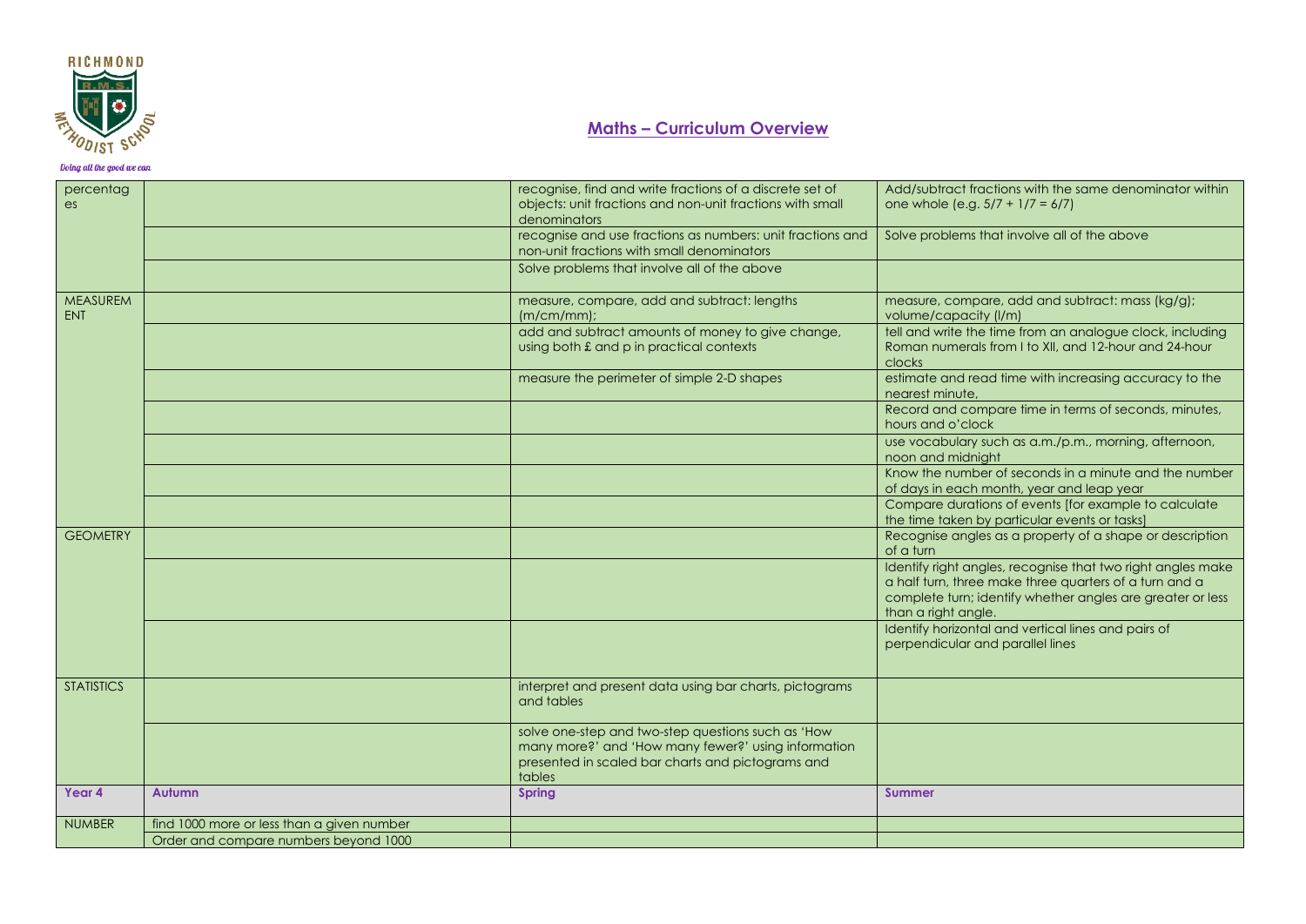## Maths – Curriculum Overview

| percentages | | recognise, find and write fractions of a discrete set of objects: unit fractions and non-unit fractions with small denominators | Add/subtract fractions with the same denominator within one whole (e.g. 5/7 + 1/7 = 6/7) |
|---|---|---|---|
| | | recognise and use fractions as numbers: unit fractions and non-unit fractions with small denominators | Solve problems that involve all of the above |
| | | Solve problems that involve all of the above | |
| MEASUREMENT | | measure, compare, add and subtract: lengths (m/cm/mm); | measure, compare, add and subtract: mass (kg/g); volume/capacity (l/m) |
| | | add and subtract amounts of money to give change, using both £ and p in practical contexts | tell and write the time from an analogue clock, including Roman numerals from I to XII, and 12-hour and 24-hour clocks |
| | | measure the perimeter of simple 2-D shapes | estimate and read time with increasing accuracy to the nearest minute, |
| | | | Record and compare time in terms of seconds, minutes, hours and o'clock |
| | | | use vocabulary such as a.m./p.m., morning, afternoon, noon and midnight |
| | | | Know the number of seconds in a minute and the number of days in each month, year and leap year |
| | | | Compare durations of events [for example to calculate the time taken by particular events or tasks] |
| GEOMETRY | | | Recognise angles as a property of a shape or description of a turn |
| | | | Identify right angles, recognise that two right angles make a half turn, three make three quarters of a turn and a complete turn; identify whether angles are greater or less than a right angle. |
| | | | Identify horizontal and vertical lines and pairs of perpendicular and parallel lines |
| STATISTICS | | interpret and present data using bar charts, pictograms and tables | |
| | | solve one-step and two-step questions such as 'How many more?' and 'How many fewer?' using information presented in scaled bar charts and pictograms and tables | |
| **Year 4** | **Autumn** | **Spring** | **Summer** |
| NUMBER | find 1000 more or less than a given number | | |
| | Order and compare numbers beyond 1000 | | |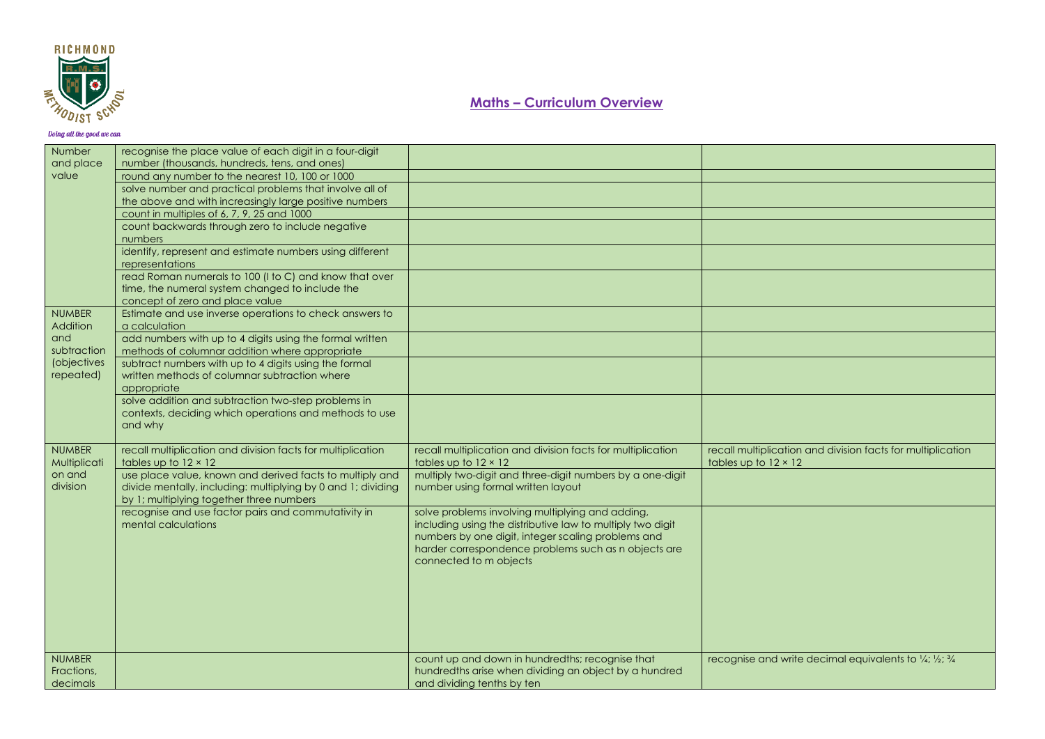## Maths – Curriculum Overview

| | | | |
|---|---|---|---|
| Number and place value | recognise the place value of each digit in a four-digit number (thousands, hundreds, tens, and ones) | | |
| | round any number to the nearest 10, 100 or 1000 | | |
| | solve number and practical problems that involve all of the above and with increasingly large positive numbers | | |
| | count in multiples of 6, 7, 9, 25 and 1000 | | |
| | count backwards through zero to include negative numbers | | |
| | identify, represent and estimate numbers using different representations | | |
| | read Roman numerals to 100 (I to C) and know that over time, the numeral system changed to include the concept of zero and place value | | |
| NUMBER Addition and subtraction (objectives repeated) | Estimate and use inverse operations to check answers to a calculation | | |
| | add numbers with up to 4 digits using the formal written methods of columnar addition where appropriate | | |
| | subtract numbers with up to 4 digits using the formal written methods of columnar subtraction where appropriate | | |
| | solve addition and subtraction two-step problems in contexts, deciding which operations and methods to use and why | | |
| NUMBER Multiplication and division | recall multiplication and division facts for multiplication tables up to 12 × 12 | recall multiplication and division facts for multiplication tables up to 12 × 12 | recall multiplication and division facts for multiplication tables up to 12 × 12 |
| | use place value, known and derived facts to multiply and divide mentally, including: multiplying by 0 and 1; dividing by 1; multiplying together three numbers | multiply two-digit and three-digit numbers by a one-digit number using formal written layout | |
| | recognise and use factor pairs and commutativity in mental calculations | solve problems involving multiplying and adding, including using the distributive law to multiply two digit numbers by one digit, integer scaling problems and harder correspondence problems such as n objects are connected to m objects | |
| NUMBER Fractions, decimals | | count up and down in hundredths; recognise that hundredths arise when dividing an object by a hundred and dividing tenths by ten | recognise and write decimal equivalents to ¼; ½; ¾ |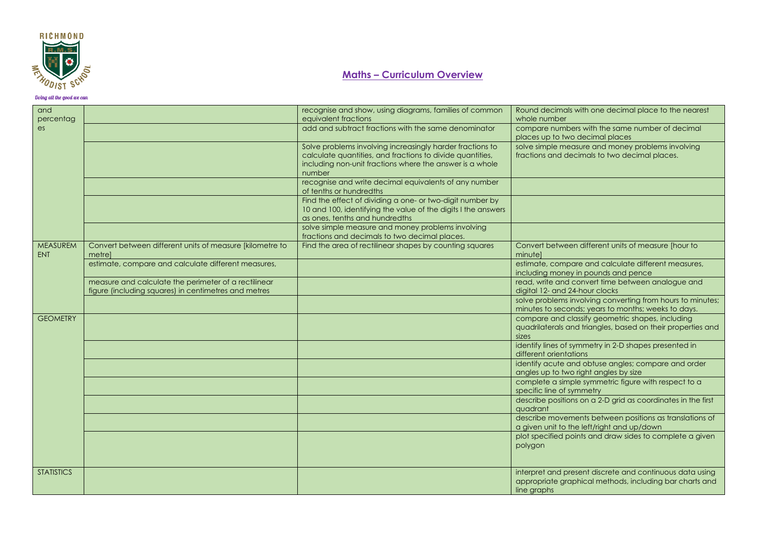## Maths – Curriculum Overview

| and percentages | | recognise and show, using diagrams, families of common equivalent fractions | Round decimals with one decimal place to the nearest whole number |
|---|---|---|---|
| | | add and subtract fractions with the same denominator | compare numbers with the same number of decimal places up to two decimal places |
| | | Solve problems involving increasingly harder fractions to calculate quantities, and fractions to divide quantities, including non-unit fractions where the answer is a whole number | solve simple measure and money problems involving fractions and decimals to two decimal places. |
| | | recognise and write decimal equivalents of any number of tenths or hundredths | |
| | | Find the effect of dividing a one- or two-digit number by 10 and 100, identifying the value of the digits I the answers as ones, tenths and hundredths | |
| | | solve simple measure and money problems involving fractions and decimals to two decimal places. | |
| MEASUREMENT | Convert between different units of measure [kilometre to metre] | Find the area of rectilinear shapes by counting squares | Convert between different units of measure [hour to minute] |
| | estimate, compare and calculate different measures, | | estimate, compare and calculate different measures, including money in pounds and pence |
| | measure and calculate the perimeter of a rectilinear figure (including squares) in centimetres and metres | | read, write and convert time between analogue and digital 12- and 24-hour clocks |
| | | | solve problems involving converting from hours to minutes; minutes to seconds; years to months; weeks to days. |
| GEOMETRY | | | compare and classify geometric shapes, including quadrilaterals and triangles, based on their properties and sizes |
| | | | identify lines of symmetry in 2-D shapes presented in different orientations |
| | | | identify acute and obtuse angles; compare and order angles up to two right angles by size |
| | | | complete a simple symmetric figure with respect to a specific line of symmetry |
| | | | describe positions on a 2-D grid as coordinates in the first quadrant |
| | | | describe movements between positions as translations of a given unit to the left/right and up/down |
| | | | plot specified points and draw sides to complete a given polygon |
| STATISTICS | | | interpret and present discrete and continuous data using appropriate graphical methods, including bar charts and line graphs |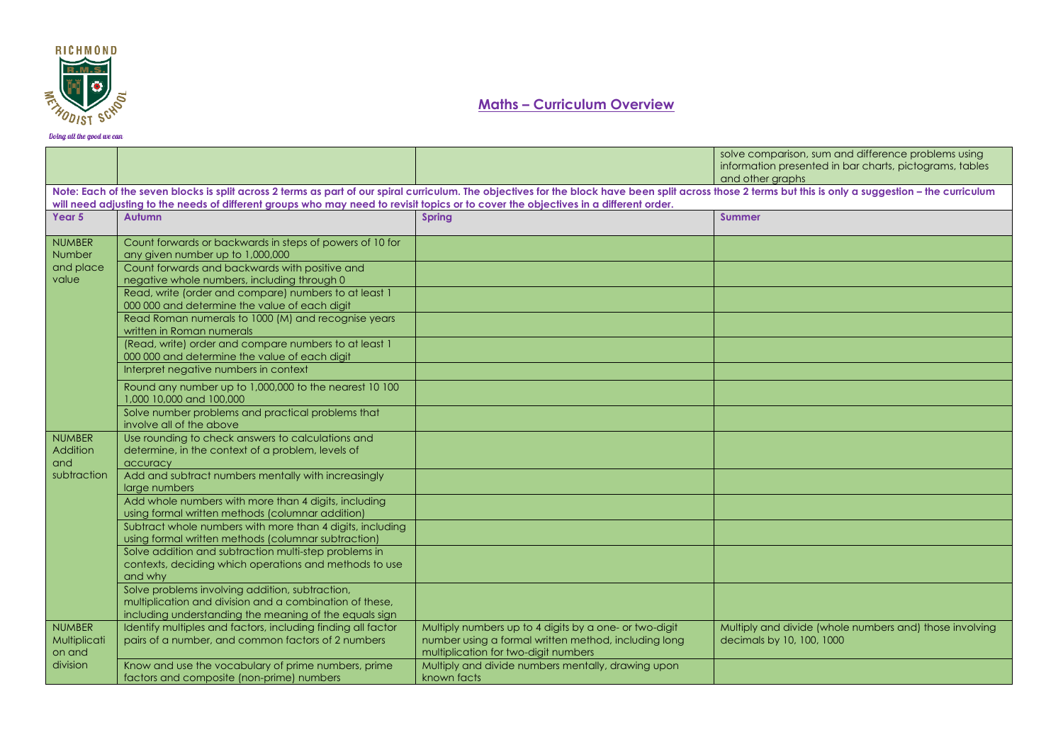## Maths – Curriculum Overview

| | | | |
|---|---|---|---|
| | | | solve comparison, sum and difference problems using information presented in bar charts, pictograms, tables and other graphs |

**Note: Each of the seven blocks is split across 2 terms as part of our spiral curriculum. The objectives for the block have been split across those 2 terms but this is only a suggestion – the curriculum will need adjusting to the needs of different groups who may need to revisit topics or to cover the objectives in a different order.**

| Year 5 | Autumn | Spring | Summer |
|---|---|---|---|
| NUMBER Number and place value | Count forwards or backwards in steps of powers of 10 for any given number up to 1,000,000 | | |
| | Count forwards and backwards with positive and negative whole numbers, including through 0 | | |
| | Read, write (order and compare) numbers to at least 1 000 000 and determine the value of each digit | | |
| | Read Roman numerals to 1000 (M) and recognise years written in Roman numerals | | |
| | (Read, write) order and compare numbers to at least 1 000 000 and determine the value of each digit | | |
| | Interpret negative numbers in context | | |
| | Round any number up to 1,000,000 to the nearest 10 100 1,000 10,000 and 100,000 | | |
| | Solve number problems and practical problems that involve all of the above | | |
| NUMBER Addition and subtraction | Use rounding to check answers to calculations and determine, in the context of a problem, levels of accuracy | | |
| | Add and subtract numbers mentally with increasingly large numbers | | |
| | Add whole numbers with more than 4 digits, including using formal written methods (columnar addition) | | |
| | Subtract whole numbers with more than 4 digits, including using formal written methods (columnar subtraction) | | |
| | Solve addition and subtraction multi-step problems in contexts, deciding which operations and methods to use and why | | |
| | Solve problems involving addition, subtraction, multiplication and division and a combination of these, including understanding the meaning of the equals sign | | |
| NUMBER Multiplication and division | Identify multiples and factors, including finding all factor pairs of a number, and common factors of 2 numbers | Multiply numbers up to 4 digits by a one- or two-digit number using a formal written method, including long multiplication for two-digit numbers | Multiply and divide (whole numbers and) those involving decimals by 10, 100, 1000 |
| | Know and use the vocabulary of prime numbers, prime factors and composite (non-prime) numbers | Multiply and divide numbers mentally, drawing upon known facts | |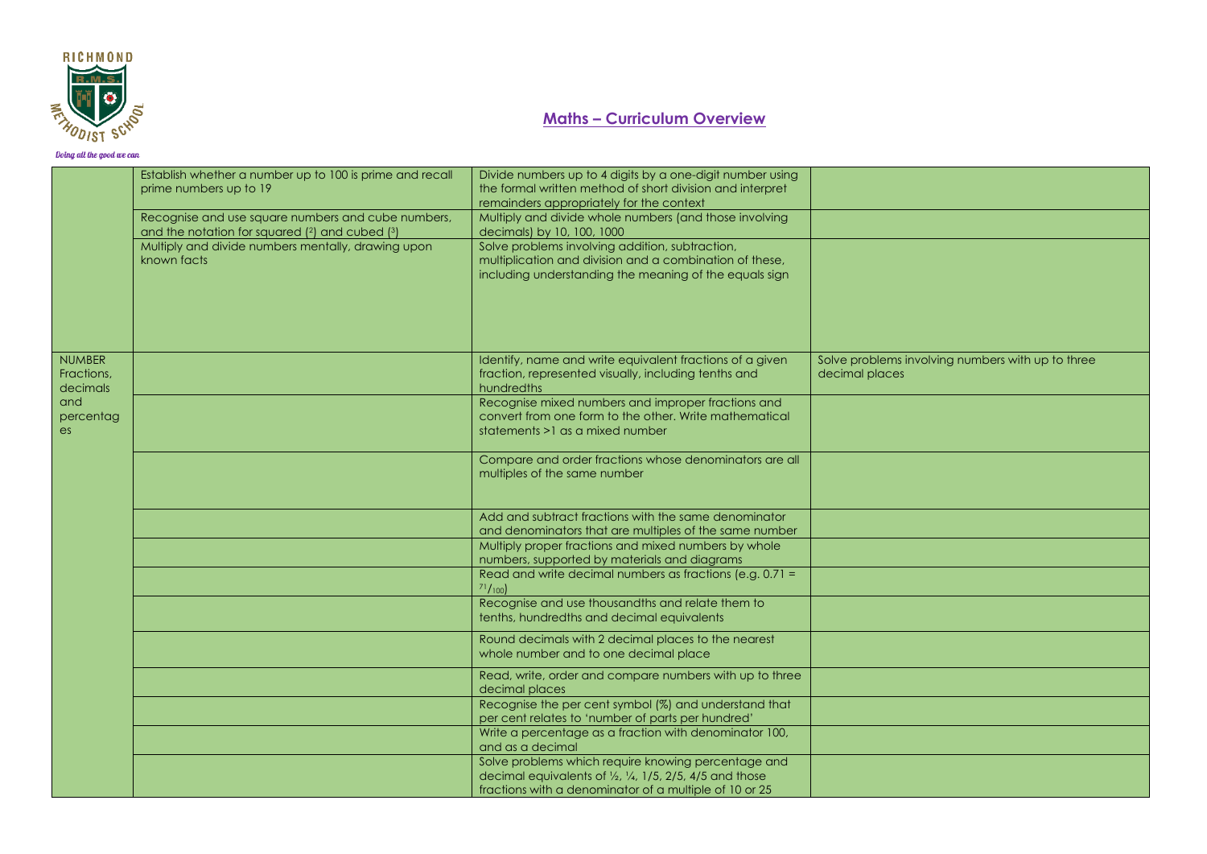## Maths – Curriculum Overview

| | | | |
|---|---|---|---|
| | Establish whether a number up to 100 is prime and recall prime numbers up to 19 | Divide numbers up to 4 digits by a one-digit number using the formal written method of short division and interpret remainders appropriately for the context | |
| | Recognise and use square numbers and cube numbers, and the notation for squared ($^2$) and cubed ($^3$) | Multiply and divide whole numbers (and those involving decimals) by 10, 100, 1000 | |
| | Multiply and divide numbers mentally, drawing upon known facts | Solve problems involving addition, subtraction, multiplication and division and a combination of these, including understanding the meaning of the equals sign | |
| NUMBER Fractions, decimals and percentages | | Identify, name and write equivalent fractions of a given fraction, represented visually, including tenths and hundredths | Solve problems involving numbers with up to three decimal places |
| | | Recognise mixed numbers and improper fractions and convert from one form to the other. Write mathematical statements >1 as a mixed number | |
| | | Compare and order fractions whose denominators are all multiples of the same number | |
| | | Add and subtract fractions with the same denominator and denominators that are multiples of the same number | |
| | | Multiply proper fractions and mixed numbers by whole numbers, supported by materials and diagrams | |
| | | Read and write decimal numbers as fractions (e.g. 0.71 = $^{71}/_{100}$) | |
| | | Recognise and use thousandths and relate them to tenths, hundredths and decimal equivalents | |
| | | Round decimals with 2 decimal places to the nearest whole number and to one decimal place | |
| | | Read, write, order and compare numbers with up to three decimal places | |
| | | Recognise the per cent symbol (%) and understand that per cent relates to 'number of parts per hundred' | |
| | | Write a percentage as a fraction with denominator 100, and as a decimal | |
| | | Solve problems which require knowing percentage and decimal equivalents of ½, ¼, 1/5, 2/5, 4/5 and those fractions with a denominator of a multiple of 10 or 25 | |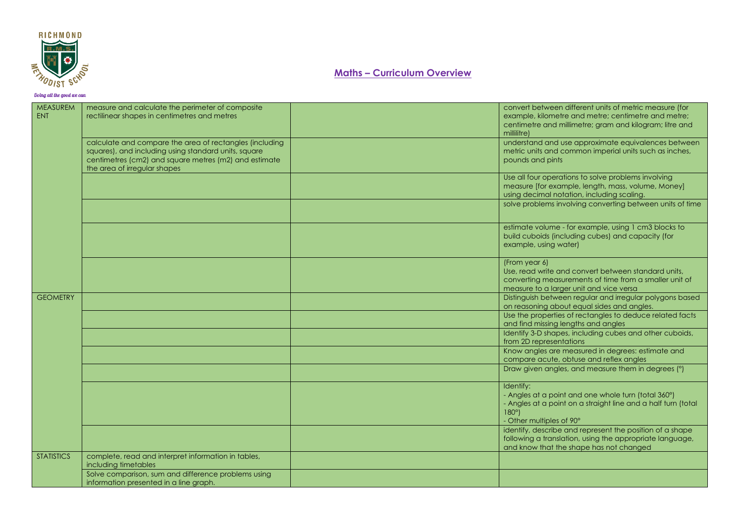## Maths – Curriculum Overview

| | | | |
|---|---|---|---|
| MEASUREMENT | measure and calculate the perimeter of composite rectilinear shapes in centimetres and metres | | convert between different units of metric measure (for example, kilometre and metre; centimetre and metre; centimetre and millimetre; gram and kilogram; litre and millilitre) |
| | calculate and compare the area of rectangles (including squares), and including using standard units, square centimetres (cm2) and square metres (m2) and estimate the area of irregular shapes | | understand and use approximate equivalences between metric units and common imperial units such as inches, pounds and pints |
| | | | Use all four operations to solve problems involving measure [for example, length, mass, volume, Money] using decimal notation, including scaling. |
| | | | solve problems involving converting between units of time |
| | | | estimate volume - for example, using 1 cm3 blocks to build cuboids (including cubes) and capacity (for example, using water) |
| | | | (From year 6) Use, read write and convert between standard units, converting measurements of time from a smaller unit of measure to a larger unit and vice versa |
| GEOMETRY | | | Distinguish between regular and irregular polygons based on reasoning about equal sides and angles. |
| | | | Use the properties of rectangles to deduce related facts and find missing lengths and angles |
| | | | Identify 3-D shapes, including cubes and other cuboids, from 2D representations |
| | | | Know angles are measured in degrees: estimate and compare acute, obtuse and reflex angles |
| | | | Draw given angles, and measure them in degrees (°) |
| | | | Identify: - Angles at a point and one whole turn (total 360°) - Angles at a point on a straight line and a half turn (total 180°) - Other multiples of 90° |
| | | | identify, describe and represent the position of a shape following a translation, using the appropriate language, and know that the shape has not changed |
| STATISTICS | complete, read and interpret information in tables, including timetables | | |
| | Solve comparison, sum and difference problems using information presented in a line graph. | | |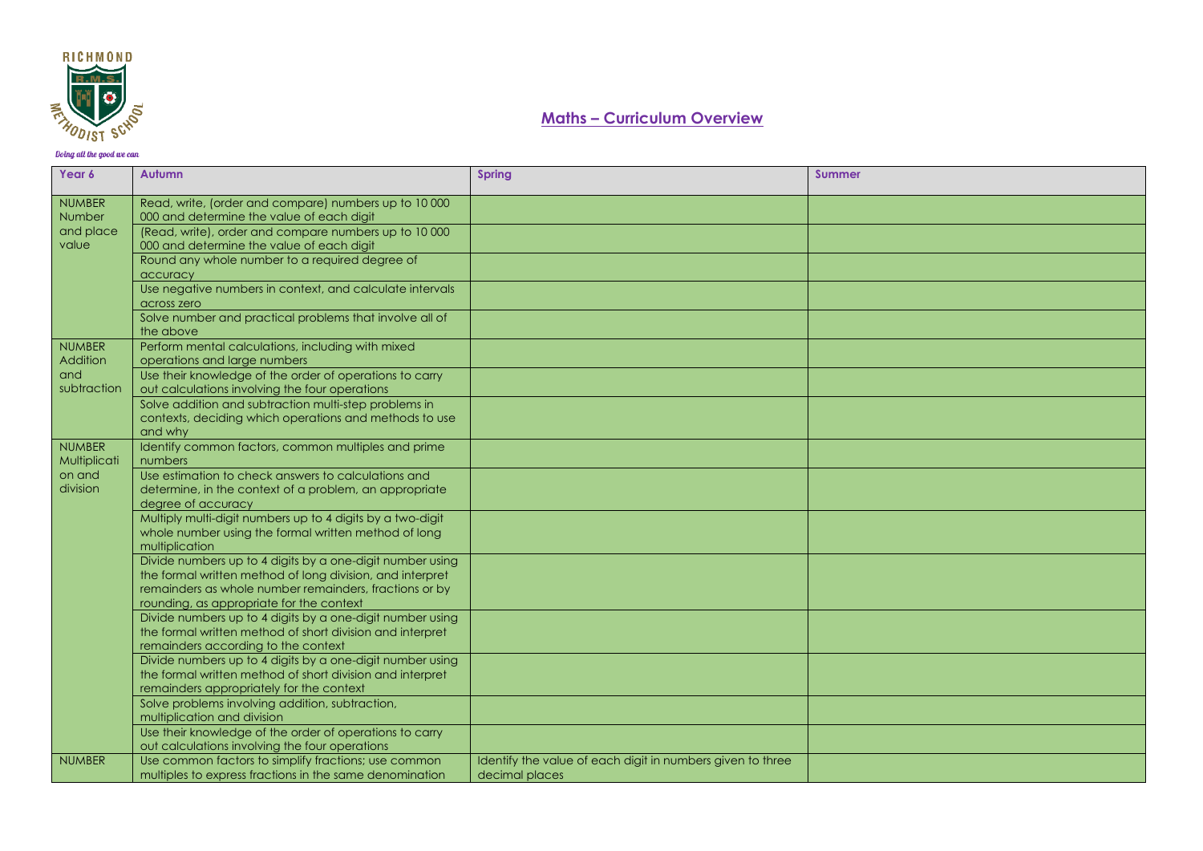RICHMOND

METHODIST SCHOOL

Doing all the good we can

## Maths – Curriculum Overview

| Year 6 | Autumn | Spring | Summer |
| --- | --- | --- | --- |
| NUMBER Number and place value | Read, write, (order and compare) numbers up to 10 000 000 and determine the value of each digit | | |
| | (Read, write), order and compare numbers up to 10 000 000 and determine the value of each digit | | |
| | Round any whole number to a required degree of accuracy | | |
| | Use negative numbers in context, and calculate intervals across zero | | |
| | Solve number and practical problems that involve all of the above | | |
| NUMBER Addition and subtraction | Perform mental calculations, including with mixed operations and large numbers | | |
| | Use their knowledge of the order of operations to carry out calculations involving the four operations | | |
| | Solve addition and subtraction multi-step problems in contexts, deciding which operations and methods to use and why | | |
| NUMBER Multiplication and division | Identify common factors, common multiples and prime numbers | | |
| | Use estimation to check answers to calculations and determine, in the context of a problem, an appropriate degree of accuracy | | |
| | Multiply multi-digit numbers up to 4 digits by a two-digit whole number using the formal written method of long multiplication | | |
| | Divide numbers up to 4 digits by a one-digit number using the formal written method of long division, and interpret remainders as whole number remainders, fractions or by rounding, as appropriate for the context | | |
| | Divide numbers up to 4 digits by a one-digit number using the formal written method of short division and interpret remainders according to the context | | |
| | Divide numbers up to 4 digits by a one-digit number using the formal written method of short division and interpret remainders appropriately for the context | | |
| | Solve problems involving addition, subtraction, multiplication and division | | |
| | Use their knowledge of the order of operations to carry out calculations involving the four operations | | |
| NUMBER | Use common factors to simplify fractions; use common multiples to express fractions in the same denomination | Identify the value of each digit in numbers given to three decimal places | |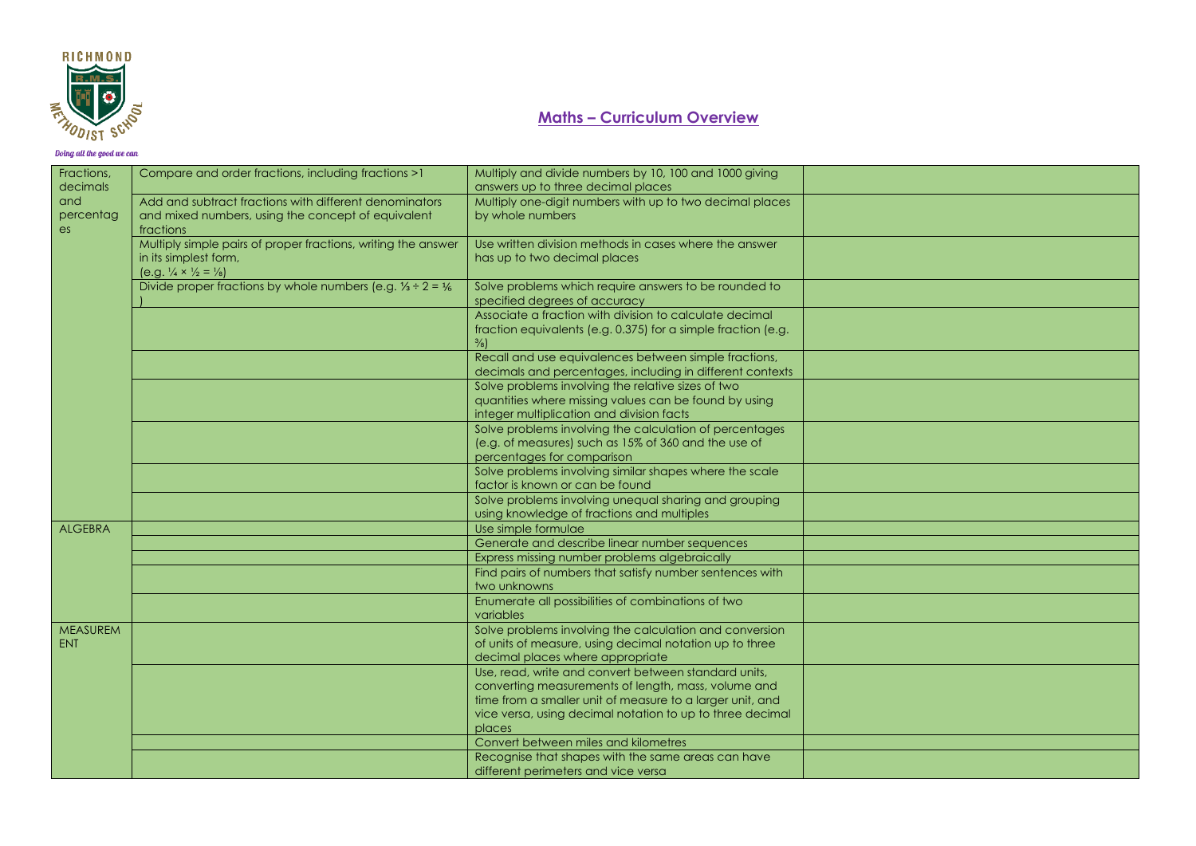## Maths – Curriculum Overview

| | | | |
|---|---|---|---|
| Fractions, decimals and percentages | Compare and order fractions, including fractions >1 | Multiply and divide numbers by 10, 100 and 1000 giving answers up to three decimal places | |
| | Add and subtract fractions with different denominators and mixed numbers, using the concept of equivalent fractions | Multiply one-digit numbers with up to two decimal places by whole numbers | |
| | Multiply simple pairs of proper fractions, writing the answer in its simplest form, (e.g. $\frac{1}{4} \times \frac{1}{2} = \frac{1}{8}$) | Use written division methods in cases where the answer has up to two decimal places | |
| | Divide proper fractions by whole numbers (e.g. $\frac{1}{3} \div 2 = \frac{1}{6}$ ) | Solve problems which require answers to be rounded to specified degrees of accuracy | |
| | | Associate a fraction with division to calculate decimal fraction equivalents (e.g. 0.375) for a simple fraction (e.g. $\frac{3}{8}$) | |
| | | Recall and use equivalences between simple fractions, decimals and percentages, including in different contexts | |
| | | Solve problems involving the relative sizes of two quantities where missing values can be found by using integer multiplication and division facts | |
| | | Solve problems involving the calculation of percentages (e.g. of measures) such as 15% of 360 and the use of percentages for comparison | |
| | | Solve problems involving similar shapes where the scale factor is known or can be found | |
| | | Solve problems involving unequal sharing and grouping using knowledge of fractions and multiples | |
| ALGEBRA | | Use simple formulae | |
| | | Generate and describe linear number sequences | |
| | | Express missing number problems algebraically | |
| | | Find pairs of numbers that satisfy number sentences with two unknowns | |
| | | Enumerate all possibilities of combinations of two variables | |
| MEASUREMENT | | Solve problems involving the calculation and conversion of units of measure, using decimal notation up to three decimal places where appropriate | |
| | | Use, read, write and convert between standard units, converting measurements of length, mass, volume and time from a smaller unit of measure to a larger unit, and vice versa, using decimal notation to up to three decimal places | |
| | | Convert between miles and kilometres | |
| | | Recognise that shapes with the same areas can have different perimeters and vice versa | |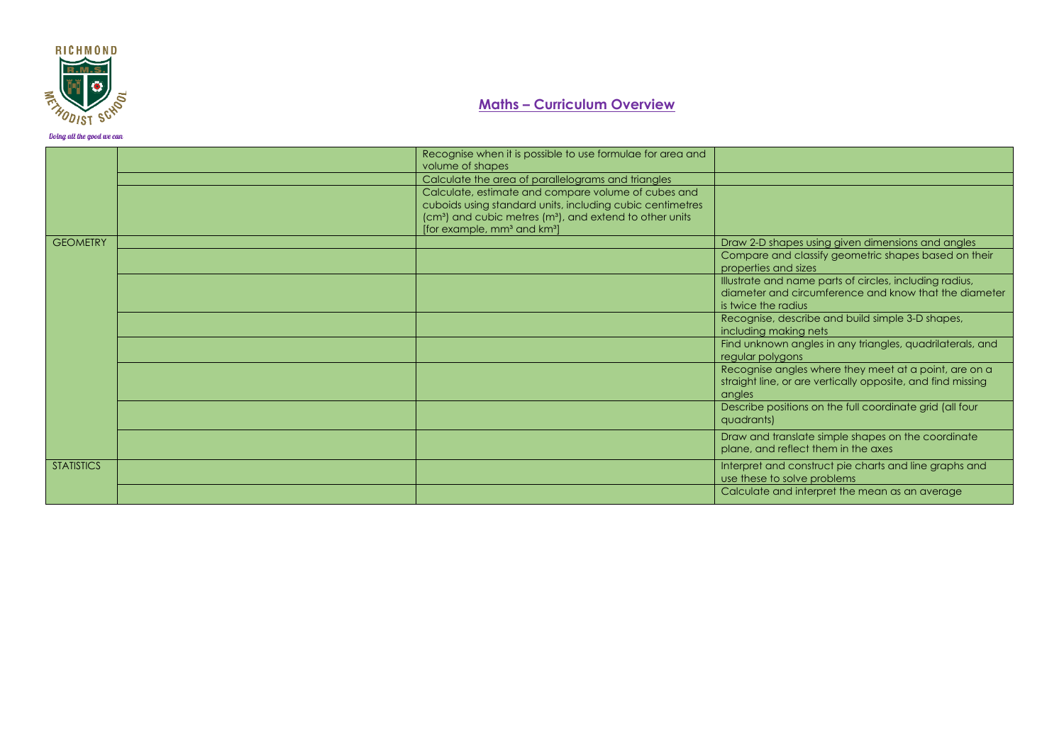## Maths – Curriculum Overview

| | | | |
|---|---|---|---|
| | | Recognise when it is possible to use formulae for area and volume of shapes | |
| | | Calculate the area of parallelograms and triangles | |
| | | Calculate, estimate and compare volume of cubes and cuboids using standard units, including cubic centimetres ($cm^3$) and cubic metres ($m^3$), and extend to other units [for example, $mm^3$ and $km^3$] | |
| GEOMETRY | | | Draw 2-D shapes using given dimensions and angles |
| | | | Compare and classify geometric shapes based on their properties and sizes |
| | | | Illustrate and name parts of circles, including radius, diameter and circumference and know that the diameter is twice the radius |
| | | | Recognise, describe and build simple 3-D shapes, including making nets |
| | | | Find unknown angles in any triangles, quadrilaterals, and regular polygons |
| | | | Recognise angles where they meet at a point, are on a straight line, or are vertically opposite, and find missing angles |
| | | | Describe positions on the full coordinate grid (all four quadrants) |
| | | | Draw and translate simple shapes on the coordinate plane, and reflect them in the axes |
| STATISTICS | | | Interpret and construct pie charts and line graphs and use these to solve problems |
| | | | Calculate and interpret the mean as an average |